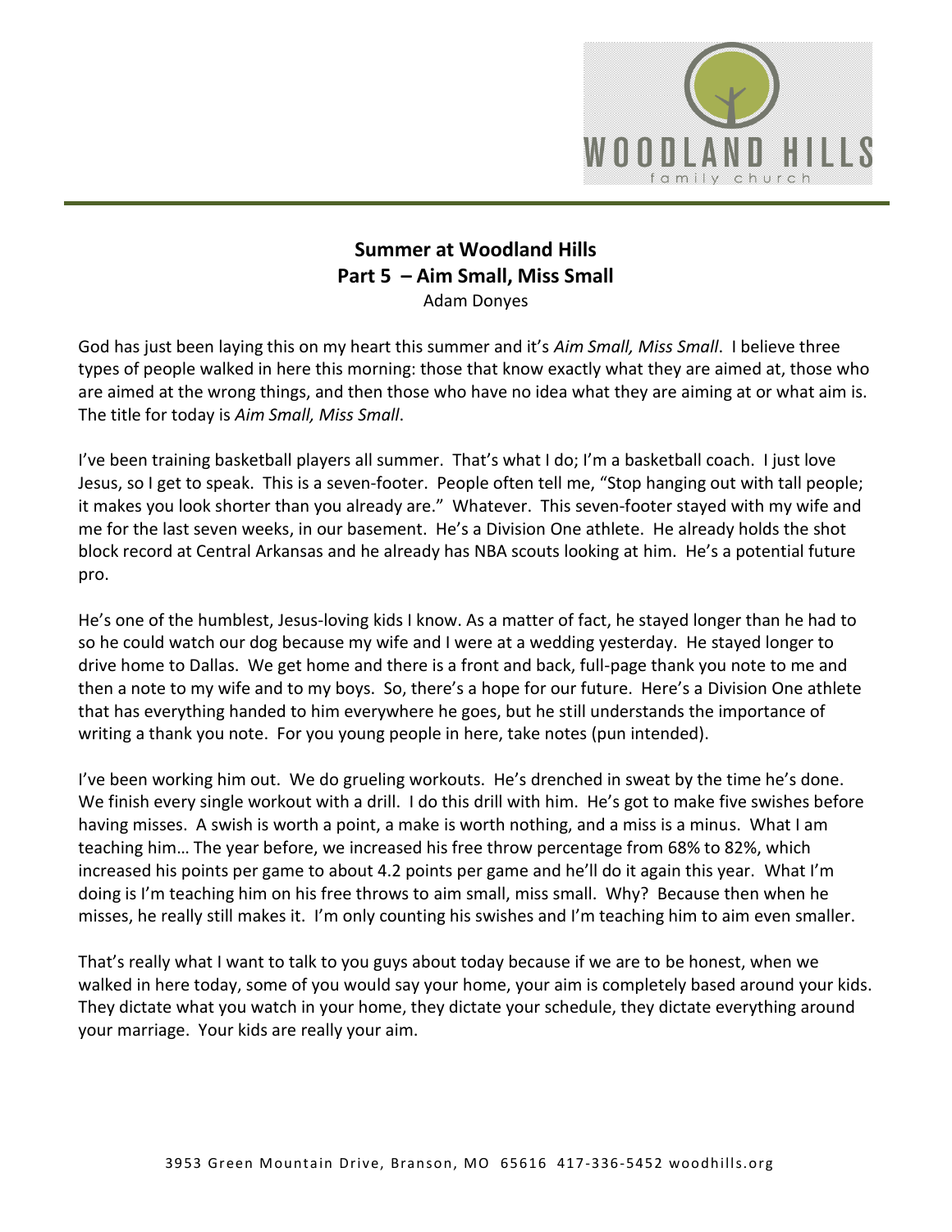# Summer at Woodland Hills
## Part 5 – Aim Small, Miss Small
Adam Donyes

God has just been laying this on my heart this summer and it's *Aim Small, Miss Small*. I believe three types of people walked in here this morning: those that know exactly what they are aimed at, those who are aimed at the wrong things, and then those who have no idea what they are aiming at or what aim is. The title for today is *Aim Small, Miss Small*.

I've been training basketball players all summer. That's what I do; I'm a basketball coach. I just love Jesus, so I get to speak. This is a seven-footer. People often tell me, "Stop hanging out with tall people; it makes you look shorter than you already are." Whatever. This seven-footer stayed with my wife and me for the last seven weeks, in our basement. He's a Division One athlete. He already holds the shot block record at Central Arkansas and he already has NBA scouts looking at him. He's a potential future pro.

He's one of the humblest, Jesus-loving kids I know. As a matter of fact, he stayed longer than he had to so he could watch our dog because my wife and I were at a wedding yesterday. He stayed longer to drive home to Dallas. We get home and there is a front and back, full-page thank you note to me and then a note to my wife and to my boys. So, there's a hope for our future. Here's a Division One athlete that has everything handed to him everywhere he goes, but he still understands the importance of writing a thank you note. For you young people in here, take notes (pun intended).

I've been working him out. We do grueling workouts. He's drenched in sweat by the time he's done. We finish every single workout with a drill. I do this drill with him. He's got to make five swishes before having misses. A swish is worth a point, a make is worth nothing, and a miss is a minus. What I am teaching him… The year before, we increased his free throw percentage from 68% to 82%, which increased his points per game to about 4.2 points per game and he'll do it again this year. What I'm doing is I'm teaching him on his free throws to aim small, miss small. Why? Because then when he misses, he really still makes it. I'm only counting his swishes and I'm teaching him to aim even smaller.

That's really what I want to talk to you guys about today because if we are to be honest, when we walked in here today, some of you would say your home, your aim is completely based around your kids. They dictate what you watch in your home, they dictate your schedule, they dictate everything around your marriage. Your kids are really your aim.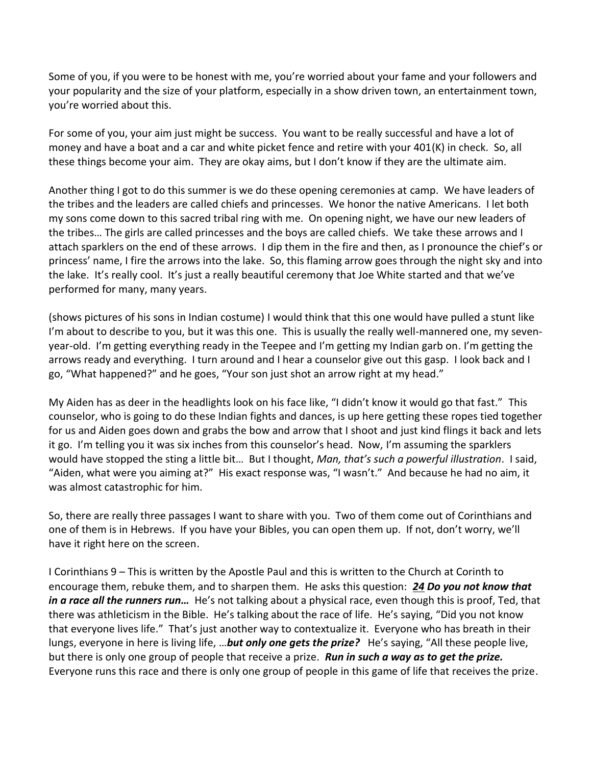Some of you, if you were to be honest with me, you're worried about your fame and your followers and your popularity and the size of your platform, especially in a show driven town, an entertainment town, you're worried about this.

For some of you, your aim just might be success. You want to be really successful and have a lot of money and have a boat and a car and white picket fence and retire with your 401(K) in check. So, all these things become your aim. They are okay aims, but I don't know if they are the ultimate aim.

Another thing I got to do this summer is we do these opening ceremonies at camp. We have leaders of the tribes and the leaders are called chiefs and princesses. We honor the native Americans. I let both my sons come down to this sacred tribal ring with me. On opening night, we have our new leaders of the tribes… The girls are called princesses and the boys are called chiefs. We take these arrows and I attach sparklers on the end of these arrows. I dip them in the fire and then, as I pronounce the chief's or princess' name, I fire the arrows into the lake. So, this flaming arrow goes through the night sky and into the lake. It's really cool. It's just a really beautiful ceremony that Joe White started and that we've performed for many, many years.

(shows pictures of his sons in Indian costume) I would think that this one would have pulled a stunt like I'm about to describe to you, but it was this one. This is usually the really well-mannered one, my seven-year-old. I'm getting everything ready in the Teepee and I'm getting my Indian garb on. I'm getting the arrows ready and everything. I turn around and I hear a counselor give out this gasp. I look back and I go, "What happened?" and he goes, "Your son just shot an arrow right at my head."

My Aiden has as deer in the headlights look on his face like, "I didn't know it would go that fast." This counselor, who is going to do these Indian fights and dances, is up here getting these ropes tied together for us and Aiden goes down and grabs the bow and arrow that I shoot and just kind flings it back and lets it go. I'm telling you it was six inches from this counselor's head. Now, I'm assuming the sparklers would have stopped the sting a little bit… But I thought, *Man, that's such a powerful illustration*. I said, "Aiden, what were you aiming at?" His exact response was, "I wasn't." And because he had no aim, it was almost catastrophic for him.

So, there are really three passages I want to share with you. Two of them come out of Corinthians and one of them is in Hebrews. If you have your Bibles, you can open them up. If not, don't worry, we'll have it right here on the screen.

I Corinthians 9 – This is written by the Apostle Paul and this is written to the Church at Corinth to encourage them, rebuke them, and to sharpen them. He asks this question: ***24 Do you not know that in a race all the runners run…*** He's not talking about a physical race, even though this is proof, Ted, that there was athleticism in the Bible. He's talking about the race of life. He's saying, "Did you not know that everyone lives life." That's just another way to contextualize it. Everyone who has breath in their lungs, everyone in here is living life, …***but only one gets the prize?*** He's saying, "All these people live, but there is only one group of people that receive a prize. ***Run in such a way as to get the prize.*** Everyone runs this race and there is only one group of people in this game of life that receives the prize.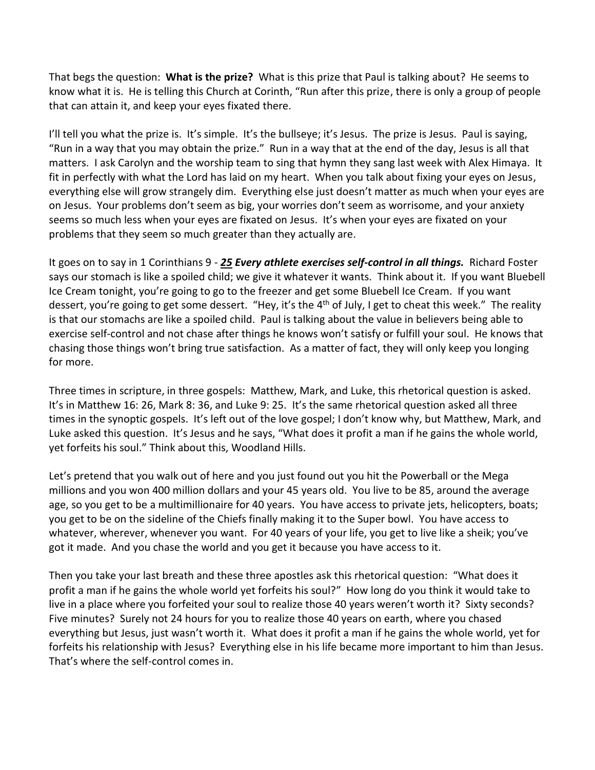That begs the question: **What is the prize?** What is this prize that Paul is talking about? He seems to know what it is. He is telling this Church at Corinth, "Run after this prize, there is only a group of people that can attain it, and keep your eyes fixated there.

I'll tell you what the prize is. It's simple. It's the bullseye; it's Jesus. The prize is Jesus. Paul is saying, "Run in a way that you may obtain the prize." Run in a way that at the end of the day, Jesus is all that matters. I ask Carolyn and the worship team to sing that hymn they sang last week with Alex Himaya. It fit in perfectly with what the Lord has laid on my heart. When you talk about fixing your eyes on Jesus, everything else will grow strangely dim. Everything else just doesn't matter as much when your eyes are on Jesus. Your problems don't seem as big, your worries don't seem as worrisome, and your anxiety seems so much less when your eyes are fixated on Jesus. It's when your eyes are fixated on your problems that they seem so much greater than they actually are.

It goes on to say in 1 Corinthians 9 - ***25*** ***Every athlete exercises self-control in all things.*** Richard Foster says our stomach is like a spoiled child; we give it whatever it wants. Think about it. If you want Bluebell Ice Cream tonight, you're going to go to the freezer and get some Bluebell Ice Cream. If you want dessert, you're going to get some dessert. "Hey, it's the 4th of July, I get to cheat this week." The reality is that our stomachs are like a spoiled child. Paul is talking about the value in believers being able to exercise self-control and not chase after things he knows won't satisfy or fulfill your soul. He knows that chasing those things won't bring true satisfaction. As a matter of fact, they will only keep you longing for more.

Three times in scripture, in three gospels: Matthew, Mark, and Luke, this rhetorical question is asked. It's in Matthew 16: 26, Mark 8: 36, and Luke 9: 25. It's the same rhetorical question asked all three times in the synoptic gospels. It's left out of the love gospel; I don't know why, but Matthew, Mark, and Luke asked this question. It's Jesus and he says, "What does it profit a man if he gains the whole world, yet forfeits his soul." Think about this, Woodland Hills.

Let's pretend that you walk out of here and you just found out you hit the Powerball or the Mega millions and you won 400 million dollars and your 45 years old. You live to be 85, around the average age, so you get to be a multimillionaire for 40 years. You have access to private jets, helicopters, boats; you get to be on the sideline of the Chiefs finally making it to the Super bowl. You have access to whatever, wherever, whenever you want. For 40 years of your life, you get to live like a sheik; you've got it made. And you chase the world and you get it because you have access to it.

Then you take your last breath and these three apostles ask this rhetorical question: "What does it profit a man if he gains the whole world yet forfeits his soul?" How long do you think it would take to live in a place where you forfeited your soul to realize those 40 years weren't worth it? Sixty seconds? Five minutes? Surely not 24 hours for you to realize those 40 years on earth, where you chased everything but Jesus, just wasn't worth it. What does it profit a man if he gains the whole world, yet for forfeits his relationship with Jesus? Everything else in his life became more important to him than Jesus. That's where the self-control comes in.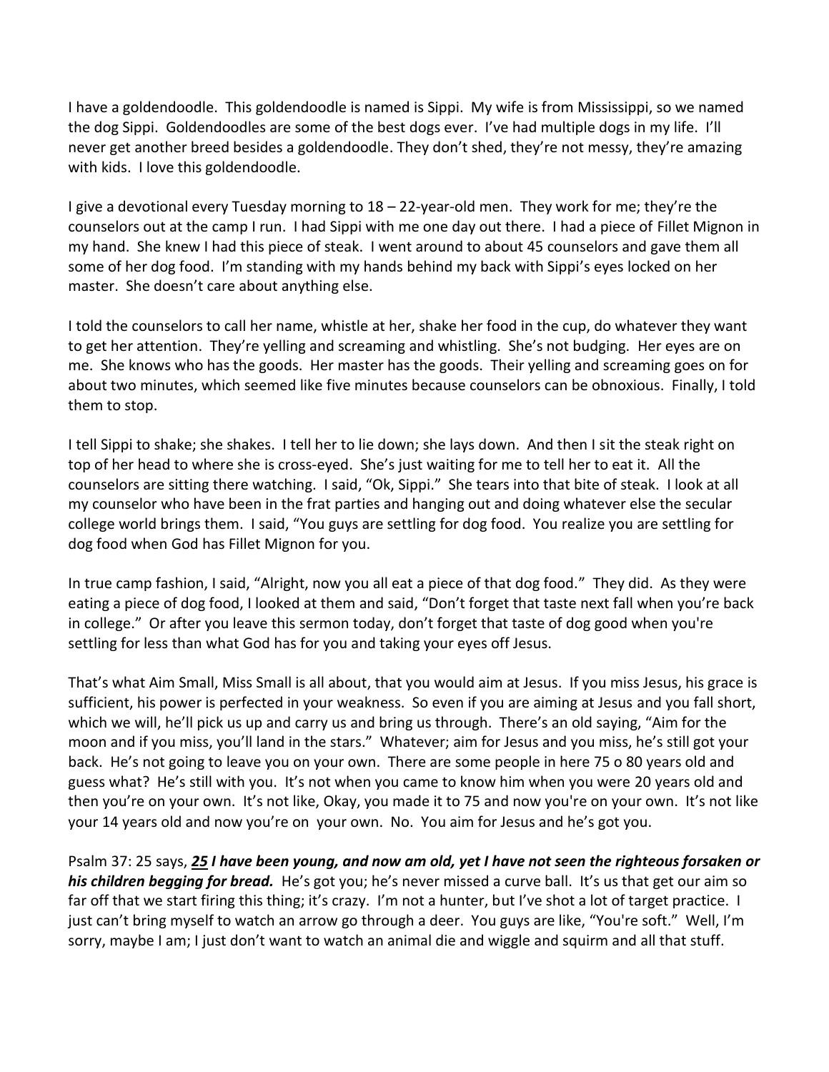I have a goldendoodle. This goldendoodle is named is Sippi. My wife is from Mississippi, so we named the dog Sippi. Goldendoodles are some of the best dogs ever. I've had multiple dogs in my life. I'll never get another breed besides a goldendoodle. They don't shed, they're not messy, they're amazing with kids. I love this goldendoodle.

I give a devotional every Tuesday morning to 18 – 22-year-old men. They work for me; they're the counselors out at the camp I run. I had Sippi with me one day out there. I had a piece of Fillet Mignon in my hand. She knew I had this piece of steak. I went around to about 45 counselors and gave them all some of her dog food. I'm standing with my hands behind my back with Sippi's eyes locked on her master. She doesn't care about anything else.

I told the counselors to call her name, whistle at her, shake her food in the cup, do whatever they want to get her attention. They're yelling and screaming and whistling. She's not budging. Her eyes are on me. She knows who has the goods. Her master has the goods. Their yelling and screaming goes on for about two minutes, which seemed like five minutes because counselors can be obnoxious. Finally, I told them to stop.

I tell Sippi to shake; she shakes. I tell her to lie down; she lays down. And then I sit the steak right on top of her head to where she is cross-eyed. She's just waiting for me to tell her to eat it. All the counselors are sitting there watching. I said, "Ok, Sippi." She tears into that bite of steak. I look at all my counselor who have been in the frat parties and hanging out and doing whatever else the secular college world brings them. I said, "You guys are settling for dog food. You realize you are settling for dog food when God has Fillet Mignon for you.

In true camp fashion, I said, "Alright, now you all eat a piece of that dog food." They did. As they were eating a piece of dog food, I looked at them and said, "Don't forget that taste next fall when you're back in college." Or after you leave this sermon today, don't forget that taste of dog good when you're settling for less than what God has for you and taking your eyes off Jesus.

That's what Aim Small, Miss Small is all about, that you would aim at Jesus. If you miss Jesus, his grace is sufficient, his power is perfected in your weakness. So even if you are aiming at Jesus and you fall short, which we will, he'll pick us up and carry us and bring us through. There's an old saying, "Aim for the moon and if you miss, you'll land in the stars." Whatever; aim for Jesus and you miss, he's still got your back. He's not going to leave you on your own. There are some people in here 75 o 80 years old and guess what? He's still with you. It's not when you came to know him when you were 20 years old and then you're on your own. It's not like, Okay, you made it to 75 and now you're on your own. It's not like your 14 years old and now you're on your own. No. You aim for Jesus and he's got you.

Psalm 37: 25 says, ***<u>25</u> I have been young, and now am old, yet I have not seen the righteous forsaken or his children begging for bread.*** He's got you; he's never missed a curve ball. It's us that get our aim so far off that we start firing this thing; it's crazy. I'm not a hunter, but I've shot a lot of target practice. I just can't bring myself to watch an arrow go through a deer. You guys are like, "You're soft." Well, I'm sorry, maybe I am; I just don't want to watch an animal die and wiggle and squirm and all that stuff.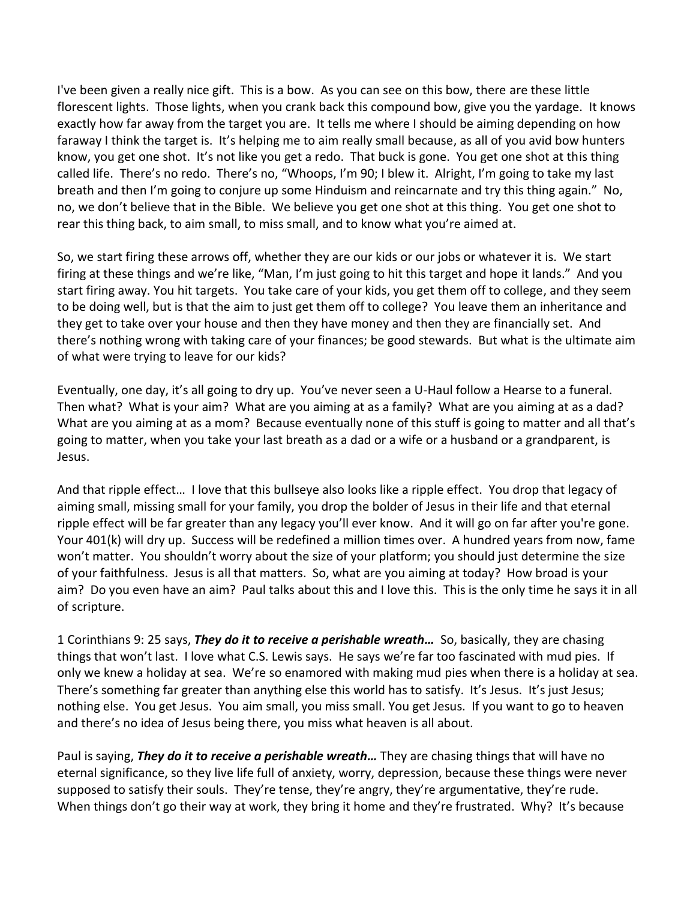I've been given a really nice gift. This is a bow. As you can see on this bow, there are these little florescent lights. Those lights, when you crank back this compound bow, give you the yardage. It knows exactly how far away from the target you are. It tells me where I should be aiming depending on how faraway I think the target is. It's helping me to aim really small because, as all of you avid bow hunters know, you get one shot. It's not like you get a redo. That buck is gone. You get one shot at this thing called life. There's no redo. There's no, "Whoops, I'm 90; I blew it. Alright, I'm going to take my last breath and then I'm going to conjure up some Hinduism and reincarnate and try this thing again." No, no, we don't believe that in the Bible. We believe you get one shot at this thing. You get one shot to rear this thing back, to aim small, to miss small, and to know what you're aimed at.

So, we start firing these arrows off, whether they are our kids or our jobs or whatever it is. We start firing at these things and we're like, "Man, I'm just going to hit this target and hope it lands." And you start firing away. You hit targets. You take care of your kids, you get them off to college, and they seem to be doing well, but is that the aim to just get them off to college? You leave them an inheritance and they get to take over your house and then they have money and then they are financially set. And there's nothing wrong with taking care of your finances; be good stewards. But what is the ultimate aim of what were trying to leave for our kids?

Eventually, one day, it's all going to dry up. You've never seen a U-Haul follow a Hearse to a funeral. Then what? What is your aim? What are you aiming at as a family? What are you aiming at as a dad? What are you aiming at as a mom? Because eventually none of this stuff is going to matter and all that's going to matter, when you take your last breath as a dad or a wife or a husband or a grandparent, is Jesus.

And that ripple effect… I love that this bullseye also looks like a ripple effect. You drop that legacy of aiming small, missing small for your family, you drop the bolder of Jesus in their life and that eternal ripple effect will be far greater than any legacy you'll ever know. And it will go on far after you're gone. Your 401(k) will dry up. Success will be redefined a million times over. A hundred years from now, fame won't matter. You shouldn't worry about the size of your platform; you should just determine the size of your faithfulness. Jesus is all that matters. So, what are you aiming at today? How broad is your aim? Do you even have an aim? Paul talks about this and I love this. This is the only time he says it in all of scripture.

1 Corinthians 9: 25 says, ***They do it to receive a perishable wreath…*** So, basically, they are chasing things that won't last. I love what C.S. Lewis says. He says we're far too fascinated with mud pies. If only we knew a holiday at sea. We're so enamored with making mud pies when there is a holiday at sea. There's something far greater than anything else this world has to satisfy. It's Jesus. It's just Jesus; nothing else. You get Jesus. You aim small, you miss small. You get Jesus. If you want to go to heaven and there's no idea of Jesus being there, you miss what heaven is all about.

Paul is saying, ***They do it to receive a perishable wreath…*** They are chasing things that will have no eternal significance, so they live life full of anxiety, worry, depression, because these things were never supposed to satisfy their souls. They're tense, they're angry, they're argumentative, they're rude. When things don't go their way at work, they bring it home and they're frustrated. Why? It's because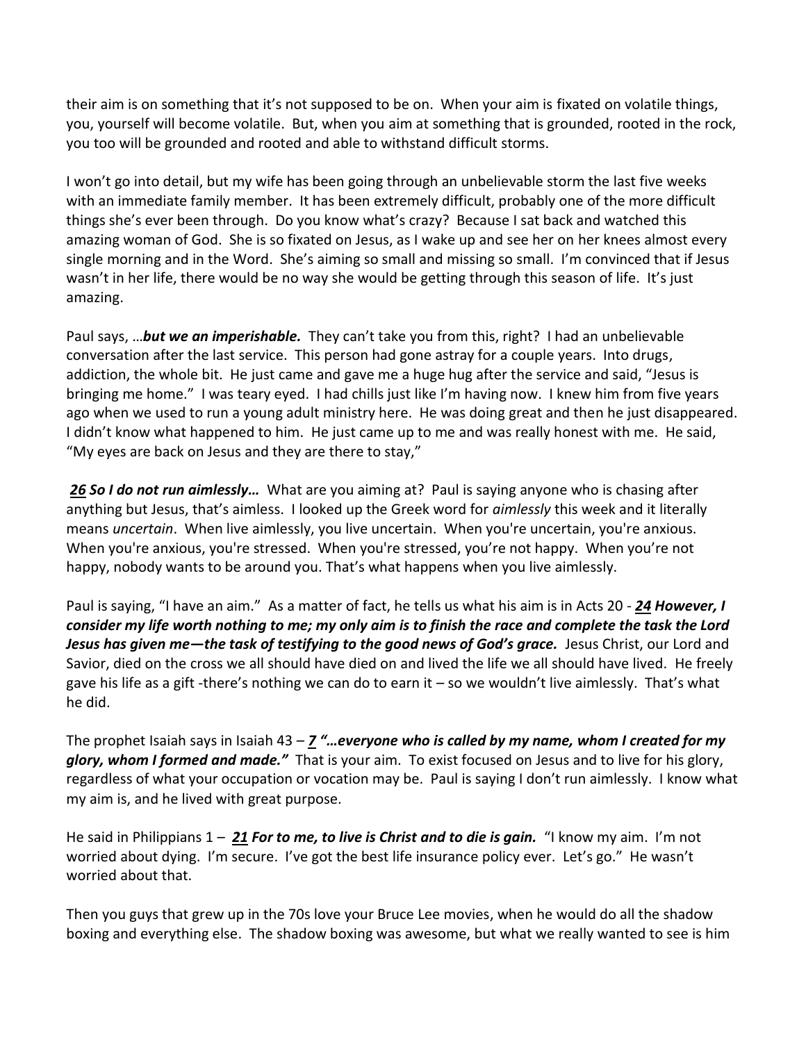their aim is on something that it's not supposed to be on. When your aim is fixated on volatile things, you, yourself will become volatile. But, when you aim at something that is grounded, rooted in the rock, you too will be grounded and rooted and able to withstand difficult storms.

I won't go into detail, but my wife has been going through an unbelievable storm the last five weeks with an immediate family member. It has been extremely difficult, probably one of the more difficult things she's ever been through. Do you know what's crazy? Because I sat back and watched this amazing woman of God. She is so fixated on Jesus, as I wake up and see her on her knees almost every single morning and in the Word. She's aiming so small and missing so small. I'm convinced that if Jesus wasn't in her life, there would be no way she would be getting through this season of life. It's just amazing.

Paul says, …***but we an imperishable.*** They can't take you from this, right? I had an unbelievable conversation after the last service. This person had gone astray for a couple years. Into drugs, addiction, the whole bit. He just came and gave me a huge hug after the service and said, "Jesus is bringing me home." I was teary eyed. I had chills just like I'm having now. I knew him from five years ago when we used to run a young adult ministry here. He was doing great and then he just disappeared. I didn't know what happened to him. He just came up to me and was really honest with me. He said, "My eyes are back on Jesus and they are there to stay,"

***26 So I do not run aimlessly…*** What are you aiming at? Paul is saying anyone who is chasing after anything but Jesus, that's aimless. I looked up the Greek word for *aimlessly* this week and it literally means *uncertain*. When live aimlessly, you live uncertain. When you're uncertain, you're anxious. When you're anxious, you're stressed. When you're stressed, you're not happy. When you're not happy, nobody wants to be around you. That's what happens when you live aimlessly.

Paul is saying, "I have an aim." As a matter of fact, he tells us what his aim is in Acts 20 - ***24 However, I consider my life worth nothing to me; my only aim is to finish the race and complete the task the Lord Jesus has given me—the task of testifying to the good news of God's grace.*** Jesus Christ, our Lord and Savior, died on the cross we all should have died on and lived the life we all should have lived. He freely gave his life as a gift -there's nothing we can do to earn it – so we wouldn't live aimlessly. That's what he did.

The prophet Isaiah says in Isaiah 43 – ***7 "…everyone who is called by my name, whom I created for my glory, whom I formed and made."*** That is your aim. To exist focused on Jesus and to live for his glory, regardless of what your occupation or vocation may be. Paul is saying I don't run aimlessly. I know what my aim is, and he lived with great purpose.

He said in Philippians 1 – ***21 For to me, to live is Christ and to die is gain.*** "I know my aim. I'm not worried about dying. I'm secure. I've got the best life insurance policy ever. Let's go." He wasn't worried about that.

Then you guys that grew up in the 70s love your Bruce Lee movies, when he would do all the shadow boxing and everything else. The shadow boxing was awesome, but what we really wanted to see is him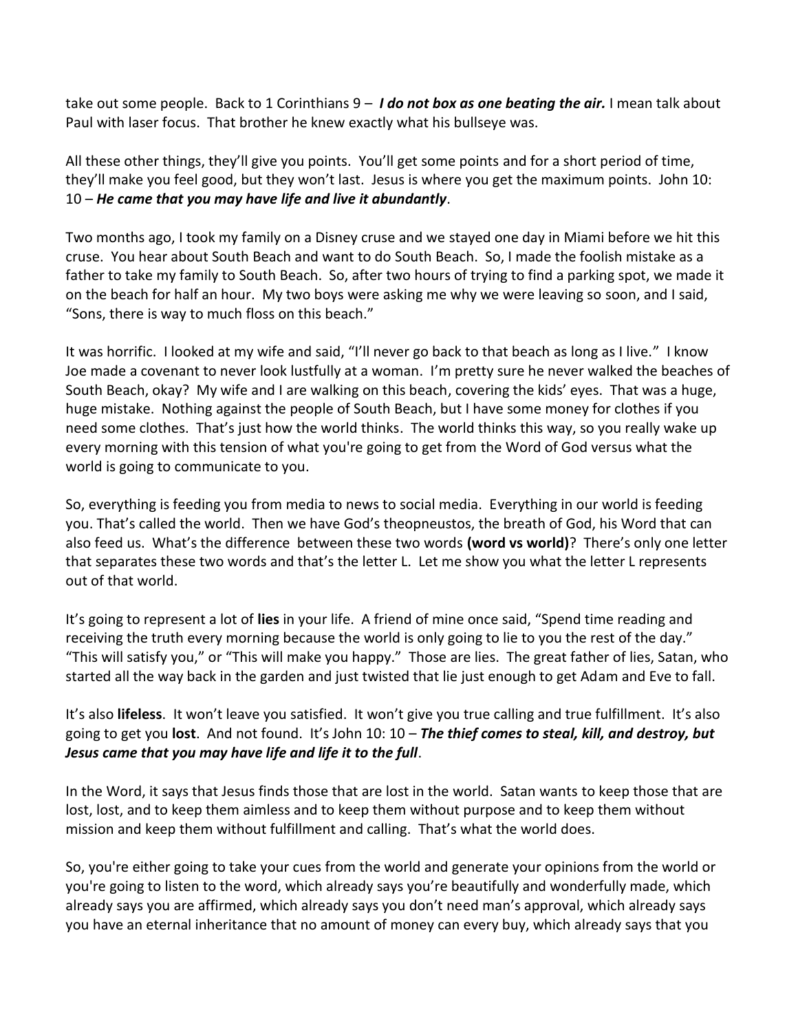take out some people. Back to 1 Corinthians 9 – ***I do not box as one beating the air.*** I mean talk about Paul with laser focus. That brother he knew exactly what his bullseye was.

All these other things, they'll give you points. You'll get some points and for a short period of time, they'll make you feel good, but they won't last. Jesus is where you get the maximum points. John 10: 10 – ***He came that you may have life and live it abundantly***.

Two months ago, I took my family on a Disney cruse and we stayed one day in Miami before we hit this cruse. You hear about South Beach and want to do South Beach. So, I made the foolish mistake as a father to take my family to South Beach. So, after two hours of trying to find a parking spot, we made it on the beach for half an hour. My two boys were asking me why we were leaving so soon, and I said, "Sons, there is way to much floss on this beach."

It was horrific. I looked at my wife and said, "I'll never go back to that beach as long as I live." I know Joe made a covenant to never look lustfully at a woman. I'm pretty sure he never walked the beaches of South Beach, okay? My wife and I are walking on this beach, covering the kids' eyes. That was a huge, huge mistake. Nothing against the people of South Beach, but I have some money for clothes if you need some clothes. That's just how the world thinks. The world thinks this way, so you really wake up every morning with this tension of what you're going to get from the Word of God versus what the world is going to communicate to you.

So, everything is feeding you from media to news to social media. Everything in our world is feeding you. That's called the world. Then we have God's theopneustos, the breath of God, his Word that can also feed us. What's the difference between these two words **(word vs world)**? There's only one letter that separates these two words and that's the letter L. Let me show you what the letter L represents out of that world.

It's going to represent a lot of **lies** in your life. A friend of mine once said, "Spend time reading and receiving the truth every morning because the world is only going to lie to you the rest of the day." "This will satisfy you," or "This will make you happy." Those are lies. The great father of lies, Satan, who started all the way back in the garden and just twisted that lie just enough to get Adam and Eve to fall.

It's also **lifeless**. It won't leave you satisfied. It won't give you true calling and true fulfillment. It's also going to get you **lost**. And not found. It's John 10: 10 – ***The thief comes to steal, kill, and destroy, but Jesus came that you may have life and life it to the full***.

In the Word, it says that Jesus finds those that are lost in the world. Satan wants to keep those that are lost, lost, and to keep them aimless and to keep them without purpose and to keep them without mission and keep them without fulfillment and calling. That's what the world does.

So, you're either going to take your cues from the world and generate your opinions from the world or you're going to listen to the word, which already says you're beautifully and wonderfully made, which already says you are affirmed, which already says you don't need man's approval, which already says you have an eternal inheritance that no amount of money can every buy, which already says that you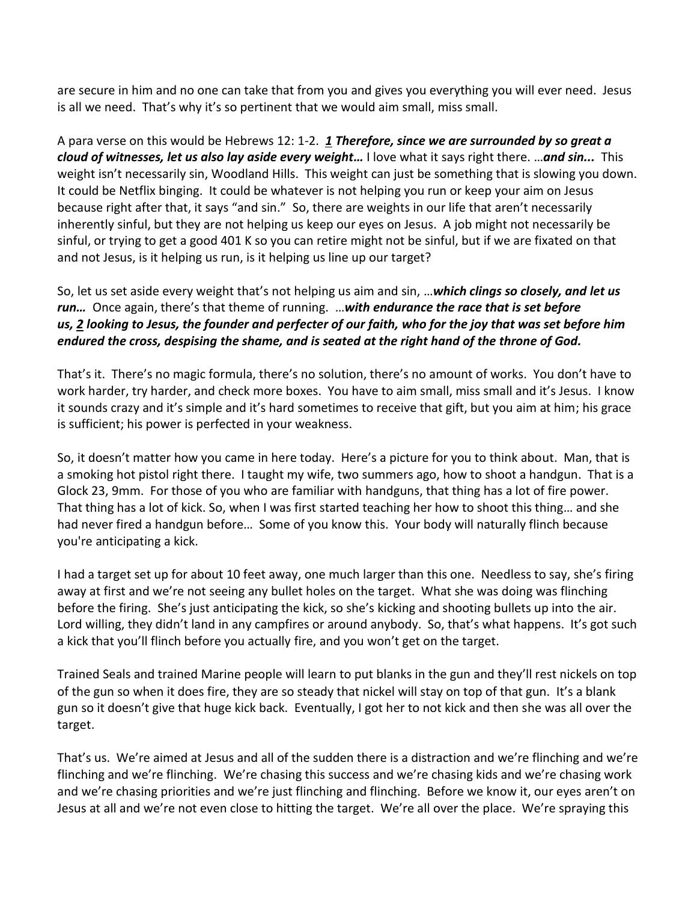are secure in him and no one can take that from you and gives you everything you will ever need. Jesus is all we need. That's why it's so pertinent that we would aim small, miss small.

A para verse on this would be Hebrews 12: 1-2. ***1** Therefore, since we are surrounded by so great a cloud of witnesses, let us also lay aside every weight…* I love what it says right there. …***and sin...*** This weight isn't necessarily sin, Woodland Hills. This weight can just be something that is slowing you down. It could be Netflix binging. It could be whatever is not helping you run or keep your aim on Jesus because right after that, it says "and sin." So, there are weights in our life that aren't necessarily inherently sinful, but they are not helping us keep our eyes on Jesus. A job might not necessarily be sinful, or trying to get a good 401 K so you can retire might not be sinful, but if we are fixated on that and not Jesus, is it helping us run, is it helping us line up our target?

So, let us set aside every weight that's not helping us aim and sin, …***which clings so closely, and let us run…*** Once again, there's that theme of running. …***with endurance the race that is set before us, 2 looking to Jesus, the founder and perfecter of our faith, who for the joy that was set before him endured the cross, despising the shame, and is seated at the right hand of the throne of God.***

That's it. There's no magic formula, there's no solution, there's no amount of works. You don't have to work harder, try harder, and check more boxes. You have to aim small, miss small and it's Jesus. I know it sounds crazy and it's simple and it's hard sometimes to receive that gift, but you aim at him; his grace is sufficient; his power is perfected in your weakness.

So, it doesn't matter how you came in here today. Here's a picture for you to think about. Man, that is a smoking hot pistol right there. I taught my wife, two summers ago, how to shoot a handgun. That is a Glock 23, 9mm. For those of you who are familiar with handguns, that thing has a lot of fire power. That thing has a lot of kick. So, when I was first started teaching her how to shoot this thing… and she had never fired a handgun before… Some of you know this. Your body will naturally flinch because you're anticipating a kick.

I had a target set up for about 10 feet away, one much larger than this one. Needless to say, she's firing away at first and we're not seeing any bullet holes on the target. What she was doing was flinching before the firing. She's just anticipating the kick, so she's kicking and shooting bullets up into the air. Lord willing, they didn't land in any campfires or around anybody. So, that's what happens. It's got such a kick that you'll flinch before you actually fire, and you won't get on the target.

Trained Seals and trained Marine people will learn to put blanks in the gun and they'll rest nickels on top of the gun so when it does fire, they are so steady that nickel will stay on top of that gun. It's a blank gun so it doesn't give that huge kick back. Eventually, I got her to not kick and then she was all over the target.

That's us. We're aimed at Jesus and all of the sudden there is a distraction and we're flinching and we're flinching and we're flinching. We're chasing this success and we're chasing kids and we're chasing work and we're chasing priorities and we're just flinching and flinching. Before we know it, our eyes aren't on Jesus at all and we're not even close to hitting the target. We're all over the place. We're spraying this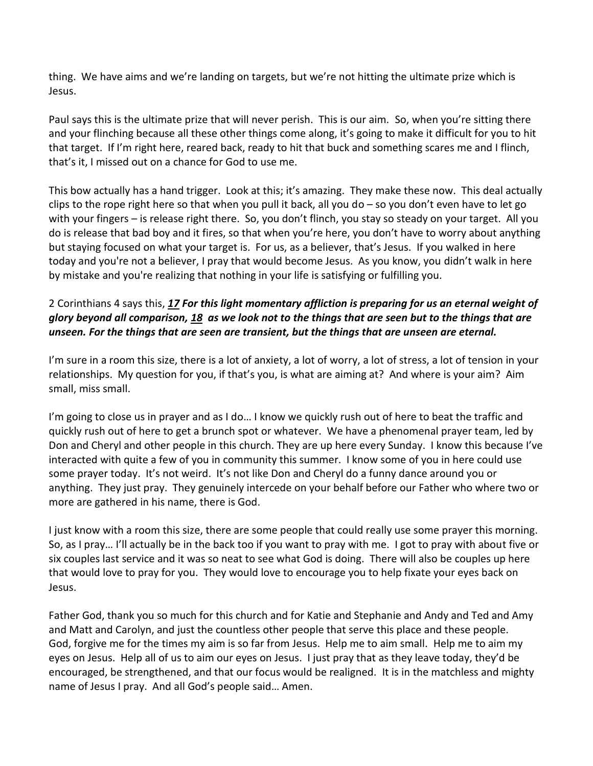thing. We have aims and we're landing on targets, but we're not hitting the ultimate prize which is Jesus.

Paul says this is the ultimate prize that will never perish. This is our aim. So, when you're sitting there and your flinching because all these other things come along, it's going to make it difficult for you to hit that target. If I'm right here, reared back, ready to hit that buck and something scares me and I flinch, that's it, I missed out on a chance for God to use me.

This bow actually has a hand trigger. Look at this; it's amazing. They make these now. This deal actually clips to the rope right here so that when you pull it back, all you do – so you don't even have to let go with your fingers – is release right there. So, you don't flinch, you stay so steady on your target. All you do is release that bad boy and it fires, so that when you're here, you don't have to worry about anything but staying focused on what your target is. For us, as a believer, that's Jesus. If you walked in here today and you're not a believer, I pray that would become Jesus. As you know, you didn't walk in here by mistake and you're realizing that nothing in your life is satisfying or fulfilling you.

2 Corinthians 4 says this, ***<u>17</u> For this light momentary affliction is preparing for us an eternal weight of glory beyond all comparison, <u>18</u> as we look not to the things that are seen but to the things that are unseen. For the things that are seen are transient, but the things that are unseen are eternal.***

I'm sure in a room this size, there is a lot of anxiety, a lot of worry, a lot of stress, a lot of tension in your relationships. My question for you, if that's you, is what are aiming at? And where is your aim? Aim small, miss small.

I'm going to close us in prayer and as I do… I know we quickly rush out of here to beat the traffic and quickly rush out of here to get a brunch spot or whatever. We have a phenomenal prayer team, led by Don and Cheryl and other people in this church. They are up here every Sunday. I know this because I've interacted with quite a few of you in community this summer. I know some of you in here could use some prayer today. It's not weird. It's not like Don and Cheryl do a funny dance around you or anything. They just pray. They genuinely intercede on your behalf before our Father who where two or more are gathered in his name, there is God.

I just know with a room this size, there are some people that could really use some prayer this morning. So, as I pray… I'll actually be in the back too if you want to pray with me. I got to pray with about five or six couples last service and it was so neat to see what God is doing. There will also be couples up here that would love to pray for you. They would love to encourage you to help fixate your eyes back on Jesus.

Father God, thank you so much for this church and for Katie and Stephanie and Andy and Ted and Amy and Matt and Carolyn, and just the countless other people that serve this place and these people. God, forgive me for the times my aim is so far from Jesus. Help me to aim small. Help me to aim my eyes on Jesus. Help all of us to aim our eyes on Jesus. I just pray that as they leave today, they'd be encouraged, be strengthened, and that our focus would be realigned. It is in the matchless and mighty name of Jesus I pray. And all God's people said… Amen.